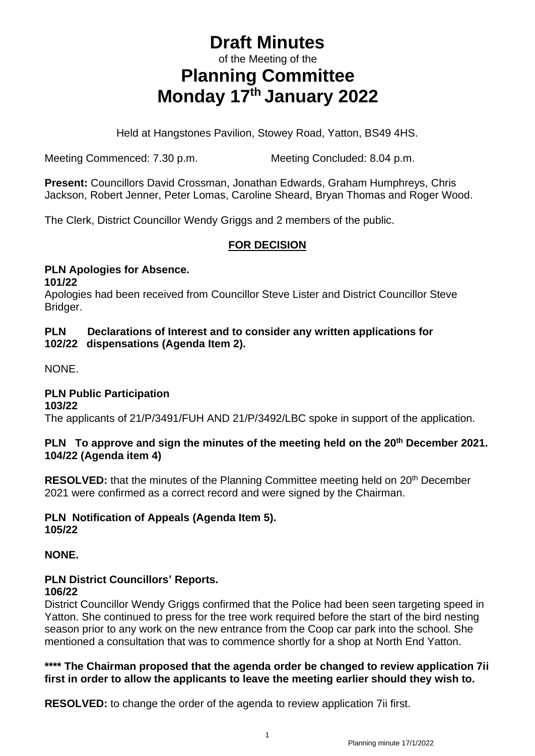# Draft Minutes

of the Meeting of the

# Planning Committee
# Monday 17th January 2022

Held at Hangstones Pavilion, Stowey Road, Yatton, BS49 4HS.

Meeting Commenced: 7.30 p.m. Meeting Concluded: 8.04 p.m.

**Present:** Councillors David Crossman, Jonathan Edwards, Graham Humphreys, Chris Jackson, Robert Jenner, Peter Lomas, Caroline Sheard, Bryan Thomas and Roger Wood.

The Clerk, District Councillor Wendy Griggs and 2 members of the public.

**FOR DECISION**

**PLN 101/22 Apologies for Absence.**

Apologies had been received from Councillor Steve Lister and District Councillor Steve Bridger.

**PLN 102/22 Declarations of Interest and to consider any written applications for dispensations (Agenda Item 2).**

NONE.

**PLN 103/22 Public Participation**

The applicants of 21/P/3491/FUH AND 21/P/3492/LBC spoke in support of the application.

**PLN 104/22 To approve and sign the minutes of the meeting held on the 20th December 2021. (Agenda item 4)**

**RESOLVED:** that the minutes of the Planning Committee meeting held on 20th December 2021 were confirmed as a correct record and were signed by the Chairman.

**PLN 105/22 Notification of Appeals (Agenda Item 5).**

**NONE.**

**PLN 106/22 District Councillors' Reports.**

District Councillor Wendy Griggs confirmed that the Police had been seen targeting speed in Yatton. She continued to press for the tree work required before the start of the bird nesting season prior to any work on the new entrance from the Coop car park into the school. She mentioned a consultation that was to commence shortly for a shop at North End Yatton.

**\*\*\*\* The Chairman proposed that the agenda order be changed to review application 7ii first in order to allow the applicants to leave the meeting earlier should they wish to.**

**RESOLVED:** to change the order of the agenda to review application 7ii first.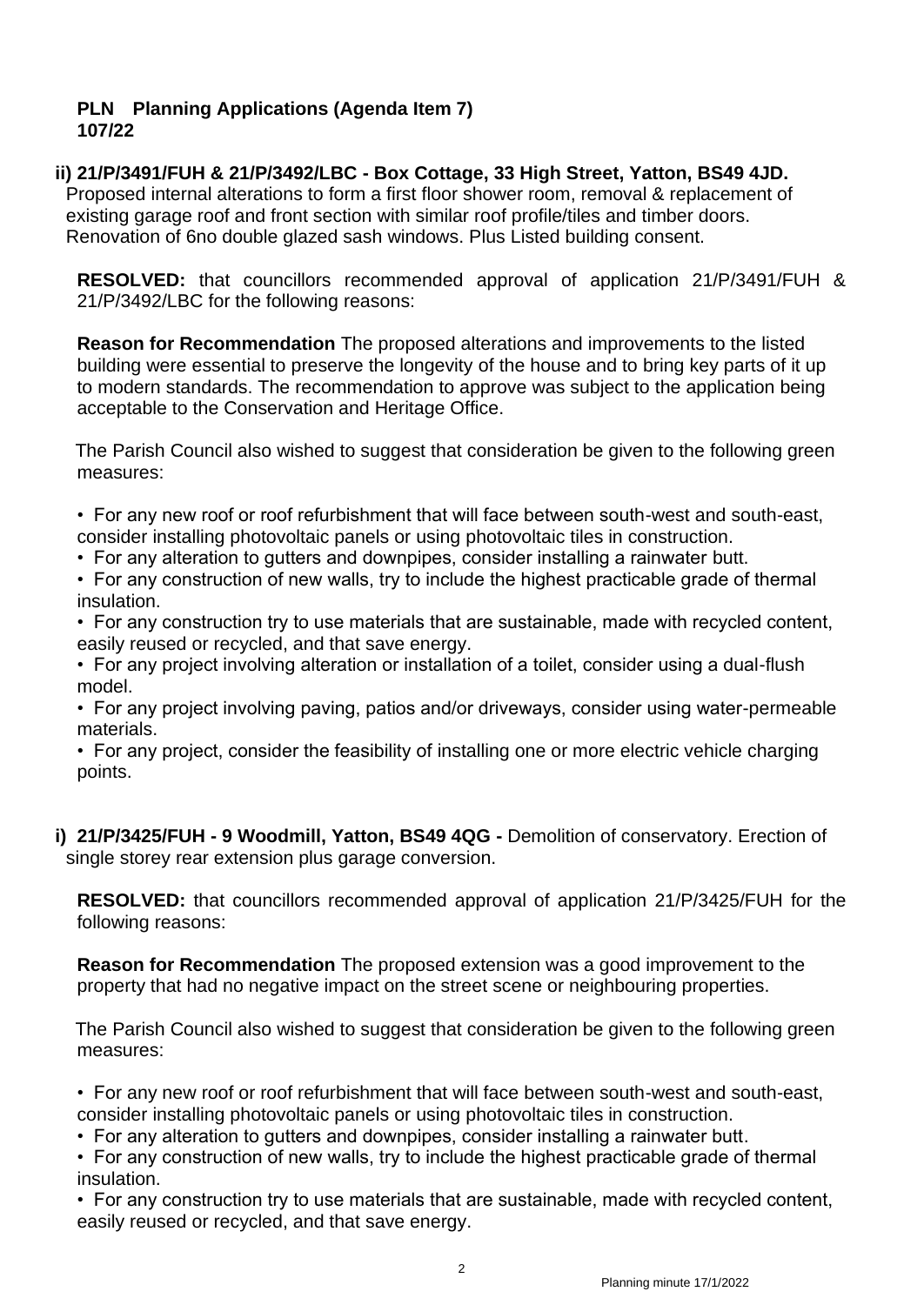**PLN 107/22 Planning Applications (Agenda Item 7)**

**ii) 21/P/3491/FUH & 21/P/3492/LBC - Box Cottage, 33 High Street, Yatton, BS49 4JD.**
Proposed internal alterations to form a first floor shower room, removal & replacement of existing garage roof and front section with similar roof profile/tiles and timber doors. Renovation of 6no double glazed sash windows. Plus Listed building consent.

**RESOLVED:** that councillors recommended approval of application 21/P/3491/FUH & 21/P/3492/LBC for the following reasons:

**Reason for Recommendation** The proposed alterations and improvements to the listed building were essential to preserve the longevity of the house and to bring key parts of it up to modern standards. The recommendation to approve was subject to the application being acceptable to the Conservation and Heritage Office.

The Parish Council also wished to suggest that consideration be given to the following green measures:

- For any new roof or roof refurbishment that will face between south-west and south-east, consider installing photovoltaic panels or using photovoltaic tiles in construction.
- For any alteration to gutters and downpipes, consider installing a rainwater butt.
- For any construction of new walls, try to include the highest practicable grade of thermal insulation.
- For any construction try to use materials that are sustainable, made with recycled content, easily reused or recycled, and that save energy.
- For any project involving alteration or installation of a toilet, consider using a dual-flush model.
- For any project involving paving, patios and/or driveways, consider using water-permeable materials.
- For any project, consider the feasibility of installing one or more electric vehicle charging points.

**i) 21/P/3425/FUH - 9 Woodmill, Yatton, BS49 4QG -** Demolition of conservatory. Erection of single storey rear extension plus garage conversion.

**RESOLVED:** that councillors recommended approval of application 21/P/3425/FUH for the following reasons:

**Reason for Recommendation** The proposed extension was a good improvement to the property that had no negative impact on the street scene or neighbouring properties.

The Parish Council also wished to suggest that consideration be given to the following green measures:

- For any new roof or roof refurbishment that will face between south-west and south-east, consider installing photovoltaic panels or using photovoltaic tiles in construction.
- For any alteration to gutters and downpipes, consider installing a rainwater butt.
- For any construction of new walls, try to include the highest practicable grade of thermal insulation.
- For any construction try to use materials that are sustainable, made with recycled content, easily reused or recycled, and that save energy.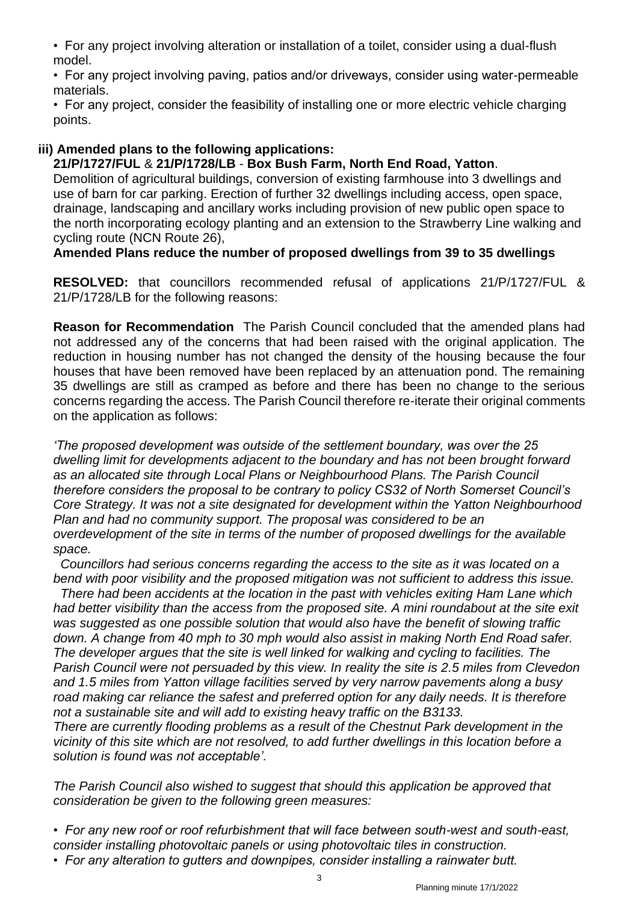• For any project involving alteration or installation of a toilet, consider using a dual-flush model.

• For any project involving paving, patios and/or driveways, consider using water-permeable materials.

• For any project, consider the feasibility of installing one or more electric vehicle charging points.

**iii) Amended plans to the following applications:**

**21/P/1727/FUL** & **21/P/1728/LB** - **Box Bush Farm, North End Road, Yatton**.

Demolition of agricultural buildings, conversion of existing farmhouse into 3 dwellings and use of barn for car parking. Erection of further 32 dwellings including access, open space, drainage, landscaping and ancillary works including provision of new public open space to the north incorporating ecology planting and an extension to the Strawberry Line walking and cycling route (NCN Route 26),

**Amended Plans reduce the number of proposed dwellings from 39 to 35 dwellings**

**RESOLVED:** that councillors recommended refusal of applications 21/P/1727/FUL & 21/P/1728/LB for the following reasons:

**Reason for Recommendation** The Parish Council concluded that the amended plans had not addressed any of the concerns that had been raised with the original application. The reduction in housing number has not changed the density of the housing because the four houses that have been removed have been replaced by an attenuation pond. The remaining 35 dwellings are still as cramped as before and there has been no change to the serious concerns regarding the access. The Parish Council therefore re-iterate their original comments on the application as follows:

*'The proposed development was outside of the settlement boundary, was over the 25 dwelling limit for developments adjacent to the boundary and has not been brought forward as an allocated site through Local Plans or Neighbourhood Plans. The Parish Council therefore considers the proposal to be contrary to policy CS32 of North Somerset Council's Core Strategy. It was not a site designated for development within the Yatton Neighbourhood Plan and had no community support. The proposal was considered to be an overdevelopment of the site in terms of the number of proposed dwellings for the available space.*

*Councillors had serious concerns regarding the access to the site as it was located on a bend with poor visibility and the proposed mitigation was not sufficient to address this issue.*

*There had been accidents at the location in the past with vehicles exiting Ham Lane which had better visibility than the access from the proposed site. A mini roundabout at the site exit was suggested as one possible solution that would also have the benefit of slowing traffic down. A change from 40 mph to 30 mph would also assist in making North End Road safer. The developer argues that the site is well linked for walking and cycling to facilities. The Parish Council were not persuaded by this view. In reality the site is 2.5 miles from Clevedon and 1.5 miles from Yatton village facilities served by very narrow pavements along a busy road making car reliance the safest and preferred option for any daily needs. It is therefore not a sustainable site and will add to existing heavy traffic on the B3133.*

*There are currently flooding problems as a result of the Chestnut Park development in the vicinity of this site which are not resolved, to add further dwellings in this location before a solution is found was not acceptable'.*

*The Parish Council also wished to suggest that should this application be approved that consideration be given to the following green measures:*

*• For any new roof or roof refurbishment that will face between south-west and south-east, consider installing photovoltaic panels or using photovoltaic tiles in construction.*

*• For any alteration to gutters and downpipes, consider installing a rainwater butt.*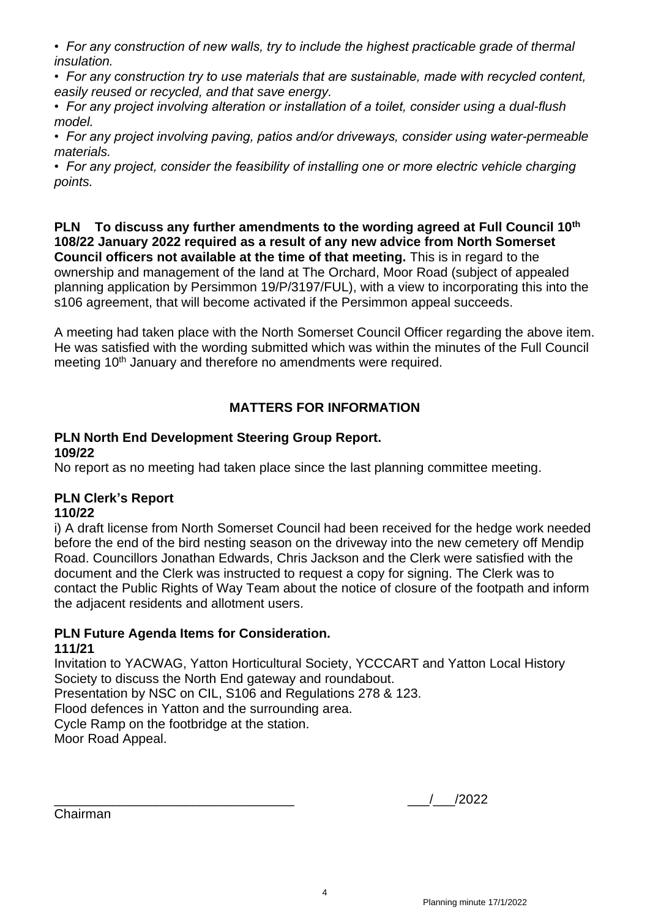• *For any construction of new walls, try to include the highest practicable grade of thermal insulation.*

• *For any construction try to use materials that are sustainable, made with recycled content, easily reused or recycled, and that save energy.*

• *For any project involving alteration or installation of a toilet, consider using a dual-flush model.*

• *For any project involving paving, patios and/or driveways, consider using water-permeable materials.*

• *For any project, consider the feasibility of installing one or more electric vehicle charging points.*

**PLN 108/22 To discuss any further amendments to the wording agreed at Full Council 10th January 2022 required as a result of any new advice from North Somerset Council officers not available at the time of that meeting.** This is in regard to the ownership and management of the land at The Orchard, Moor Road (subject of appealed planning application by Persimmon 19/P/3197/FUL), with a view to incorporating this into the s106 agreement, that will become activated if the Persimmon appeal succeeds.

A meeting had taken place with the North Somerset Council Officer regarding the above item. He was satisfied with the wording submitted which was within the minutes of the Full Council meeting 10th January and therefore no amendments were required.

## MATTERS FOR INFORMATION

**PLN North End Development Steering Group Report.**
**109/22**

No report as no meeting had taken place since the last planning committee meeting.

**PLN Clerk's Report**
**110/22**

i) A draft license from North Somerset Council had been received for the hedge work needed before the end of the bird nesting season on the driveway into the new cemetery off Mendip Road. Councillors Jonathan Edwards, Chris Jackson and the Clerk were satisfied with the document and the Clerk was instructed to request a copy for signing. The Clerk was to contact the Public Rights of Way Team about the notice of closure of the footpath and inform the adjacent residents and allotment users.

**PLN Future Agenda Items for Consideration.**
**111/21**

Invitation to YACWAG, Yatton Horticultural Society, YCCCART and Yatton Local History Society to discuss the North End gateway and roundabout.
Presentation by NSC on CIL, S106 and Regulations 278 & 123.
Flood defences in Yatton and the surrounding area.
Cycle Ramp on the footbridge at the station.
Moor Road Appeal.

________________________________ ___/___/2022
Chairman